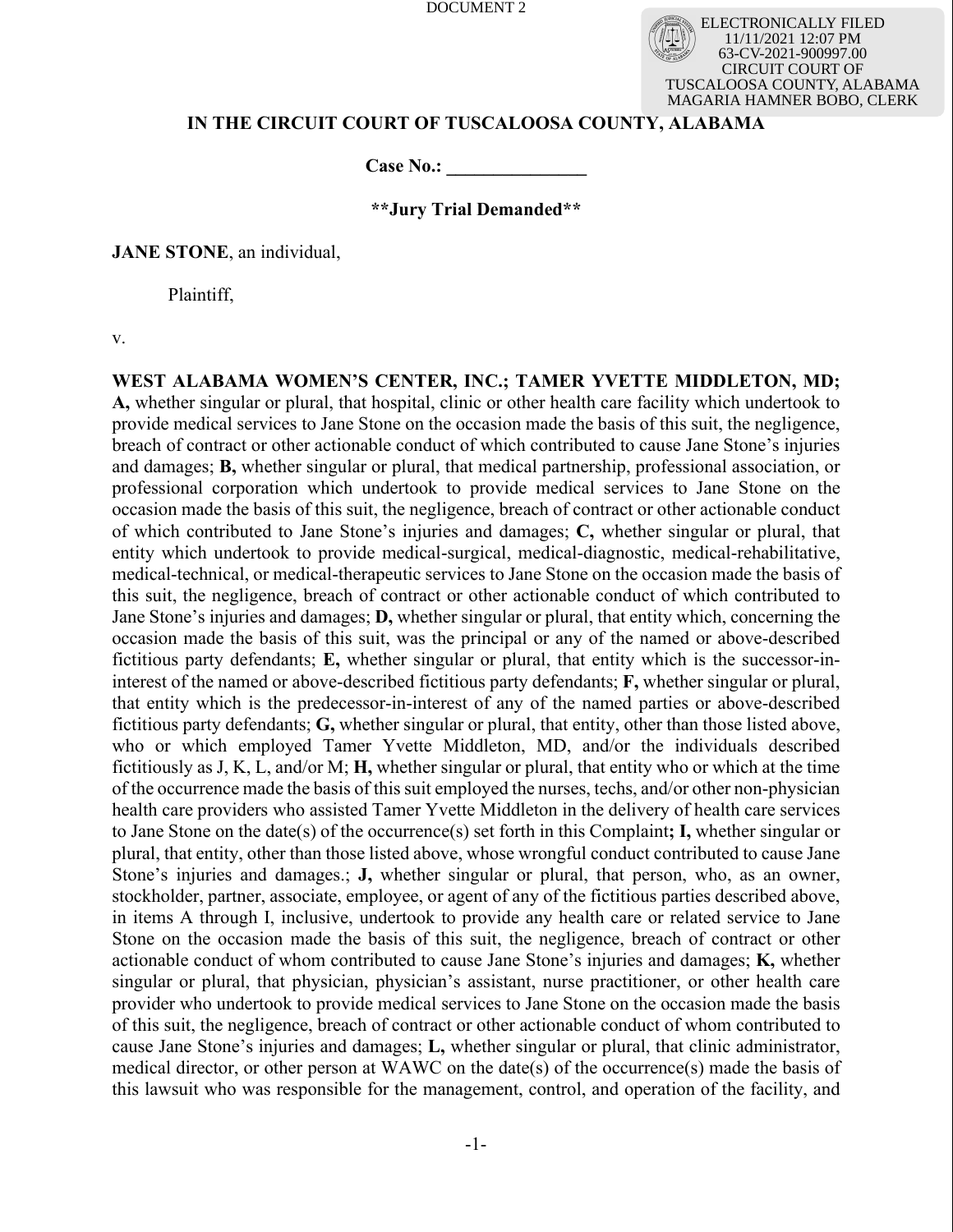DOCUMENT 2

ELECTRONICALLY FILED
11/11/2021 12:07 PM
63-CV-2021-900997.00
CIRCUIT COURT OF
TUSCALOOSA COUNTY, ALABAMA
MAGARIA HAMNER BOBO, CLERK

**IN THE CIRCUIT COURT OF TUSCALOOSA COUNTY, ALABAMA**

**Case No.: _______________**

****Jury Trial Demanded****

**JANE STONE**, an individual,

Plaintiff,

v.

**WEST ALABAMA WOMEN'S CENTER, INC.; TAMER YVETTE MIDDLETON, MD; A,** whether singular or plural, that hospital, clinic or other health care facility which undertook to provide medical services to Jane Stone on the occasion made the basis of this suit, the negligence, breach of contract or other actionable conduct of which contributed to cause Jane Stone's injuries and damages; **B,** whether singular or plural, that medical partnership, professional association, or professional corporation which undertook to provide medical services to Jane Stone on the occasion made the basis of this suit, the negligence, breach of contract or other actionable conduct of which contributed to Jane Stone's injuries and damages; **C,** whether singular or plural, that entity which undertook to provide medical-surgical, medical-diagnostic, medical-rehabilitative, medical-technical, or medical-therapeutic services to Jane Stone on the occasion made the basis of this suit, the negligence, breach of contract or other actionable conduct of which contributed to Jane Stone's injuries and damages; **D,** whether singular or plural, that entity which, concerning the occasion made the basis of this suit, was the principal or any of the named or above-described fictitious party defendants; **E,** whether singular or plural, that entity which is the successor-in-interest of the named or above-described fictitious party defendants; **F,** whether singular or plural, that entity which is the predecessor-in-interest of any of the named parties or above-described fictitious party defendants; **G,** whether singular or plural, that entity, other than those listed above, who or which employed Tamer Yvette Middleton, MD, and/or the individuals described fictitiously as J, K, L, and/or M; **H,** whether singular or plural, that entity who or which at the time of the occurrence made the basis of this suit employed the nurses, techs, and/or other non-physician health care providers who assisted Tamer Yvette Middleton in the delivery of health care services to Jane Stone on the date(s) of the occurrence(s) set forth in this Complaint**; I,** whether singular or plural, that entity, other than those listed above, whose wrongful conduct contributed to cause Jane Stone's injuries and damages.; **J,** whether singular or plural, that person, who, as an owner, stockholder, partner, associate, employee, or agent of any of the fictitious parties described above, in items A through I, inclusive, undertook to provide any health care or related service to Jane Stone on the occasion made the basis of this suit, the negligence, breach of contract or other actionable conduct of whom contributed to cause Jane Stone's injuries and damages; **K,** whether singular or plural, that physician, physician's assistant, nurse practitioner, or other health care provider who undertook to provide medical services to Jane Stone on the occasion made the basis of this suit, the negligence, breach of contract or other actionable conduct of whom contributed to cause Jane Stone's injuries and damages; **L,** whether singular or plural, that clinic administrator, medical director, or other person at WAWC on the date(s) of the occurrence(s) made the basis of this lawsuit who was responsible for the management, control, and operation of the facility, and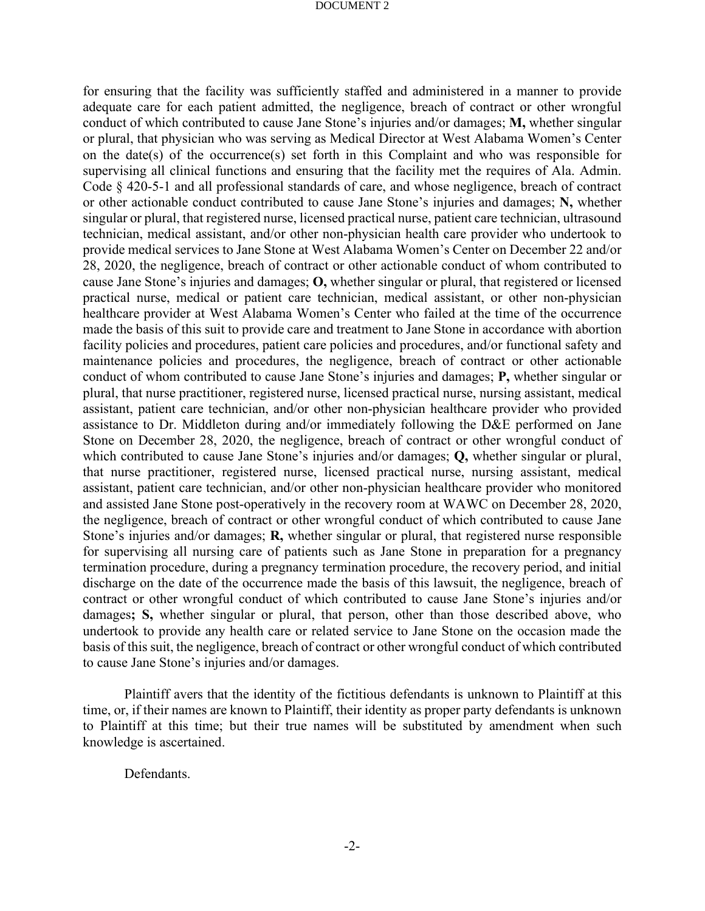for ensuring that the facility was sufficiently staffed and administered in a manner to provide adequate care for each patient admitted, the negligence, breach of contract or other wrongful conduct of which contributed to cause Jane Stone's injuries and/or damages; **M,** whether singular or plural, that physician who was serving as Medical Director at West Alabama Women's Center on the date(s) of the occurrence(s) set forth in this Complaint and who was responsible for supervising all clinical functions and ensuring that the facility met the requires of Ala. Admin. Code § 420-5-1 and all professional standards of care, and whose negligence, breach of contract or other actionable conduct contributed to cause Jane Stone's injuries and damages; **N,** whether singular or plural, that registered nurse, licensed practical nurse, patient care technician, ultrasound technician, medical assistant, and/or other non-physician health care provider who undertook to provide medical services to Jane Stone at West Alabama Women's Center on December 22 and/or 28, 2020, the negligence, breach of contract or other actionable conduct of whom contributed to cause Jane Stone's injuries and damages; **O,** whether singular or plural, that registered or licensed practical nurse, medical or patient care technician, medical assistant, or other non-physician healthcare provider at West Alabama Women's Center who failed at the time of the occurrence made the basis of this suit to provide care and treatment to Jane Stone in accordance with abortion facility policies and procedures, patient care policies and procedures, and/or functional safety and maintenance policies and procedures, the negligence, breach of contract or other actionable conduct of whom contributed to cause Jane Stone's injuries and damages; **P,** whether singular or plural, that nurse practitioner, registered nurse, licensed practical nurse, nursing assistant, medical assistant, patient care technician, and/or other non-physician healthcare provider who provided assistance to Dr. Middleton during and/or immediately following the D&E performed on Jane Stone on December 28, 2020, the negligence, breach of contract or other wrongful conduct of which contributed to cause Jane Stone's injuries and/or damages; **Q,** whether singular or plural, that nurse practitioner, registered nurse, licensed practical nurse, nursing assistant, medical assistant, patient care technician, and/or other non-physician healthcare provider who monitored and assisted Jane Stone post-operatively in the recovery room at WAWC on December 28, 2020, the negligence, breach of contract or other wrongful conduct of which contributed to cause Jane Stone's injuries and/or damages; **R,** whether singular or plural, that registered nurse responsible for supervising all nursing care of patients such as Jane Stone in preparation for a pregnancy termination procedure, during a pregnancy termination procedure, the recovery period, and initial discharge on the date of the occurrence made the basis of this lawsuit, the negligence, breach of contract or other wrongful conduct of which contributed to cause Jane Stone's injuries and/or damages**; S,** whether singular or plural, that person, other than those described above, who undertook to provide any health care or related service to Jane Stone on the occasion made the basis of this suit, the negligence, breach of contract or other wrongful conduct of which contributed to cause Jane Stone's injuries and/or damages.

Plaintiff avers that the identity of the fictitious defendants is unknown to Plaintiff at this time, or, if their names are known to Plaintiff, their identity as proper party defendants is unknown to Plaintiff at this time; but their true names will be substituted by amendment when such knowledge is ascertained.

Defendants.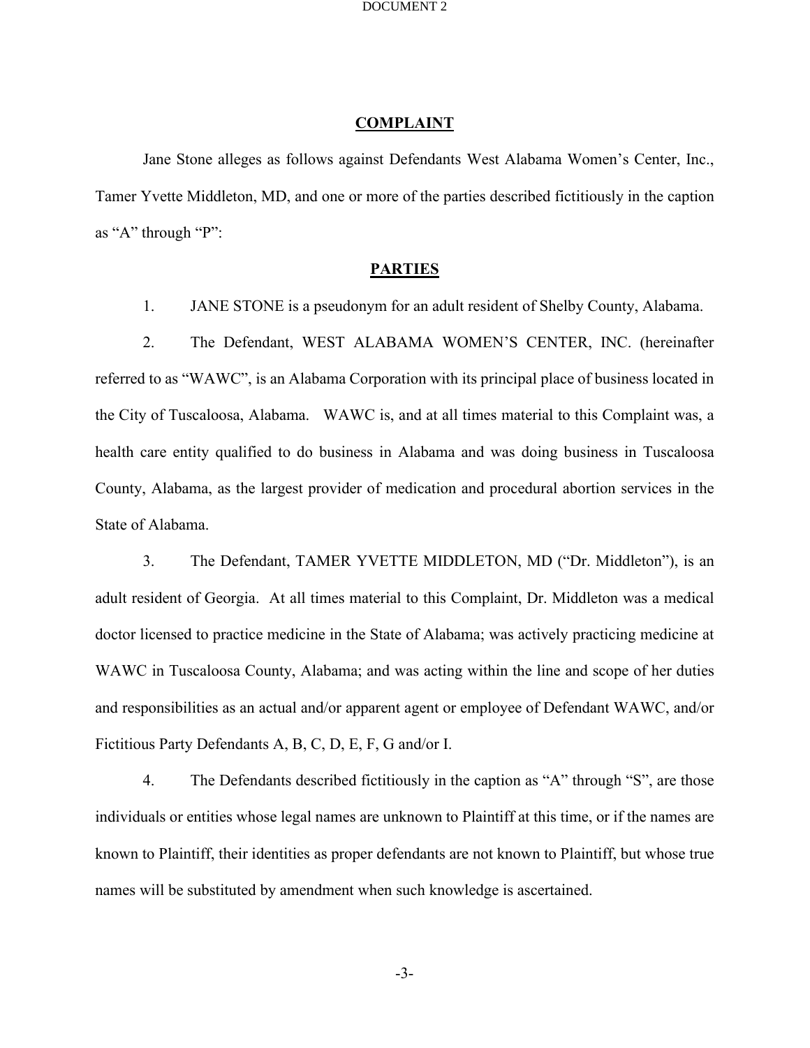## COMPLAINT

Jane Stone alleges as follows against Defendants West Alabama Women's Center, Inc., Tamer Yvette Middleton, MD, and one or more of the parties described fictitiously in the caption as "A" through "P":

## PARTIES

1. JANE STONE is a pseudonym for an adult resident of Shelby County, Alabama.

2. The Defendant, WEST ALABAMA WOMEN'S CENTER, INC. (hereinafter referred to as "WAWC", is an Alabama Corporation with its principal place of business located in the City of Tuscaloosa, Alabama. WAWC is, and at all times material to this Complaint was, a health care entity qualified to do business in Alabama and was doing business in Tuscaloosa County, Alabama, as the largest provider of medication and procedural abortion services in the State of Alabama.

3. The Defendant, TAMER YVETTE MIDDLETON, MD ("Dr. Middleton"), is an adult resident of Georgia. At all times material to this Complaint, Dr. Middleton was a medical doctor licensed to practice medicine in the State of Alabama; was actively practicing medicine at WAWC in Tuscaloosa County, Alabama; and was acting within the line and scope of her duties and responsibilities as an actual and/or apparent agent or employee of Defendant WAWC, and/or Fictitious Party Defendants A, B, C, D, E, F, G and/or I.

4. The Defendants described fictitiously in the caption as "A" through "S", are those individuals or entities whose legal names are unknown to Plaintiff at this time, or if the names are known to Plaintiff, their identities as proper defendants are not known to Plaintiff, but whose true names will be substituted by amendment when such knowledge is ascertained.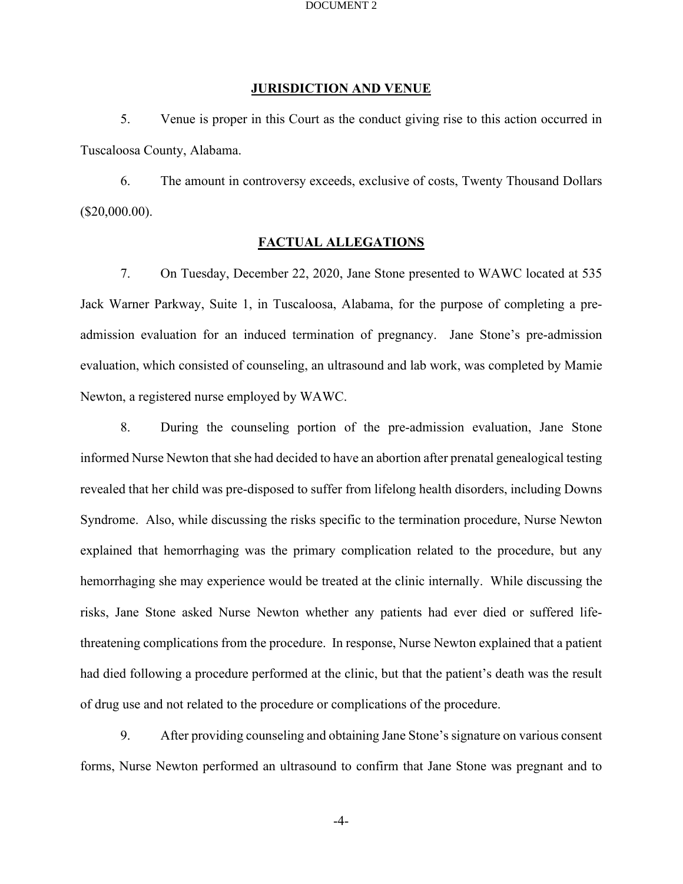## JURISDICTION AND VENUE

5. Venue is proper in this Court as the conduct giving rise to this action occurred in Tuscaloosa County, Alabama.

6. The amount in controversy exceeds, exclusive of costs, Twenty Thousand Dollars ($20,000.00).

## FACTUAL ALLEGATIONS

7. On Tuesday, December 22, 2020, Jane Stone presented to WAWC located at 535 Jack Warner Parkway, Suite 1, in Tuscaloosa, Alabama, for the purpose of completing a pre-admission evaluation for an induced termination of pregnancy. Jane Stone's pre-admission evaluation, which consisted of counseling, an ultrasound and lab work, was completed by Mamie Newton, a registered nurse employed by WAWC.

8. During the counseling portion of the pre-admission evaluation, Jane Stone informed Nurse Newton that she had decided to have an abortion after prenatal genealogical testing revealed that her child was pre-disposed to suffer from lifelong health disorders, including Downs Syndrome. Also, while discussing the risks specific to the termination procedure, Nurse Newton explained that hemorrhaging was the primary complication related to the procedure, but any hemorrhaging she may experience would be treated at the clinic internally. While discussing the risks, Jane Stone asked Nurse Newton whether any patients had ever died or suffered life-threatening complications from the procedure. In response, Nurse Newton explained that a patient had died following a procedure performed at the clinic, but that the patient's death was the result of drug use and not related to the procedure or complications of the procedure.

9. After providing counseling and obtaining Jane Stone's signature on various consent forms, Nurse Newton performed an ultrasound to confirm that Jane Stone was pregnant and to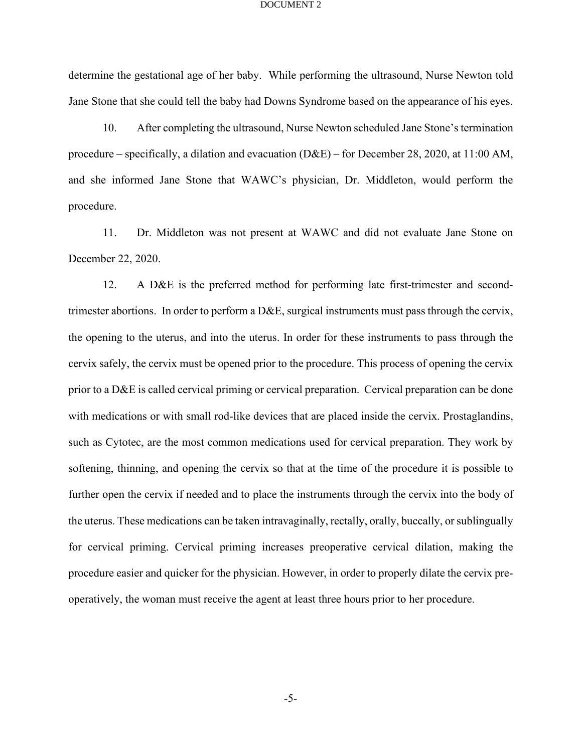determine the gestational age of her baby. While performing the ultrasound, Nurse Newton told Jane Stone that she could tell the baby had Downs Syndrome based on the appearance of his eyes.

10. After completing the ultrasound, Nurse Newton scheduled Jane Stone's termination procedure – specifically, a dilation and evacuation (D&E) – for December 28, 2020, at 11:00 AM, and she informed Jane Stone that WAWC's physician, Dr. Middleton, would perform the procedure.

11. Dr. Middleton was not present at WAWC and did not evaluate Jane Stone on December 22, 2020.

12. A D&E is the preferred method for performing late first-trimester and second-trimester abortions. In order to perform a D&E, surgical instruments must pass through the cervix, the opening to the uterus, and into the uterus. In order for these instruments to pass through the cervix safely, the cervix must be opened prior to the procedure. This process of opening the cervix prior to a D&E is called cervical priming or cervical preparation. Cervical preparation can be done with medications or with small rod-like devices that are placed inside the cervix. Prostaglandins, such as Cytotec, are the most common medications used for cervical preparation. They work by softening, thinning, and opening the cervix so that at the time of the procedure it is possible to further open the cervix if needed and to place the instruments through the cervix into the body of the uterus. These medications can be taken intravaginally, rectally, orally, buccally, or sublingually for cervical priming. Cervical priming increases preoperative cervical dilation, making the procedure easier and quicker for the physician. However, in order to properly dilate the cervix pre-operatively, the woman must receive the agent at least three hours prior to her procedure.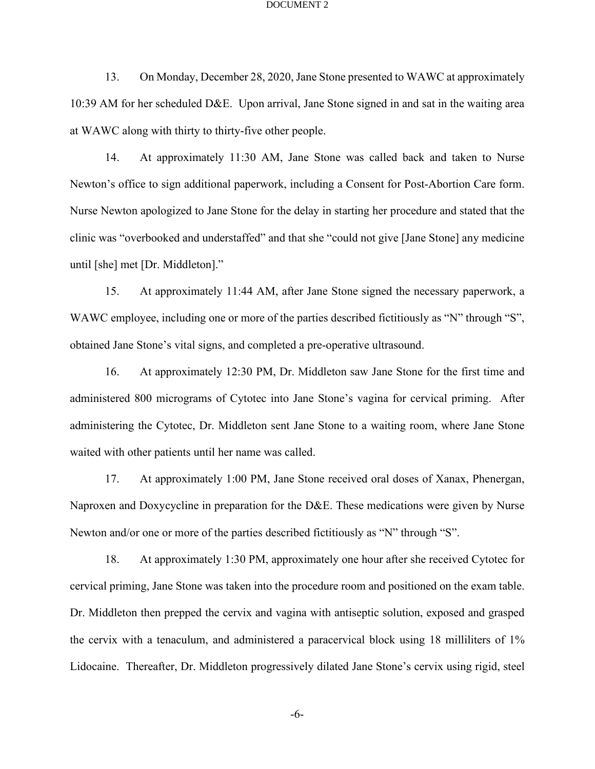13. On Monday, December 28, 2020, Jane Stone presented to WAWC at approximately 10:39 AM for her scheduled D&E. Upon arrival, Jane Stone signed in and sat in the waiting area at WAWC along with thirty to thirty-five other people.

14. At approximately 11:30 AM, Jane Stone was called back and taken to Nurse Newton's office to sign additional paperwork, including a Consent for Post-Abortion Care form. Nurse Newton apologized to Jane Stone for the delay in starting her procedure and stated that the clinic was "overbooked and understaffed" and that she "could not give [Jane Stone] any medicine until [she] met [Dr. Middleton]."

15. At approximately 11:44 AM, after Jane Stone signed the necessary paperwork, a WAWC employee, including one or more of the parties described fictitiously as "N" through "S", obtained Jane Stone's vital signs, and completed a pre-operative ultrasound.

16. At approximately 12:30 PM, Dr. Middleton saw Jane Stone for the first time and administered 800 micrograms of Cytotec into Jane Stone's vagina for cervical priming. After administering the Cytotec, Dr. Middleton sent Jane Stone to a waiting room, where Jane Stone waited with other patients until her name was called.

17. At approximately 1:00 PM, Jane Stone received oral doses of Xanax, Phenergan, Naproxen and Doxycycline in preparation for the D&E. These medications were given by Nurse Newton and/or one or more of the parties described fictitiously as "N" through "S".

18. At approximately 1:30 PM, approximately one hour after she received Cytotec for cervical priming, Jane Stone was taken into the procedure room and positioned on the exam table. Dr. Middleton then prepped the cervix and vagina with antiseptic solution, exposed and grasped the cervix with a tenaculum, and administered a paracervical block using 18 milliliters of 1% Lidocaine. Thereafter, Dr. Middleton progressively dilated Jane Stone's cervix using rigid, steel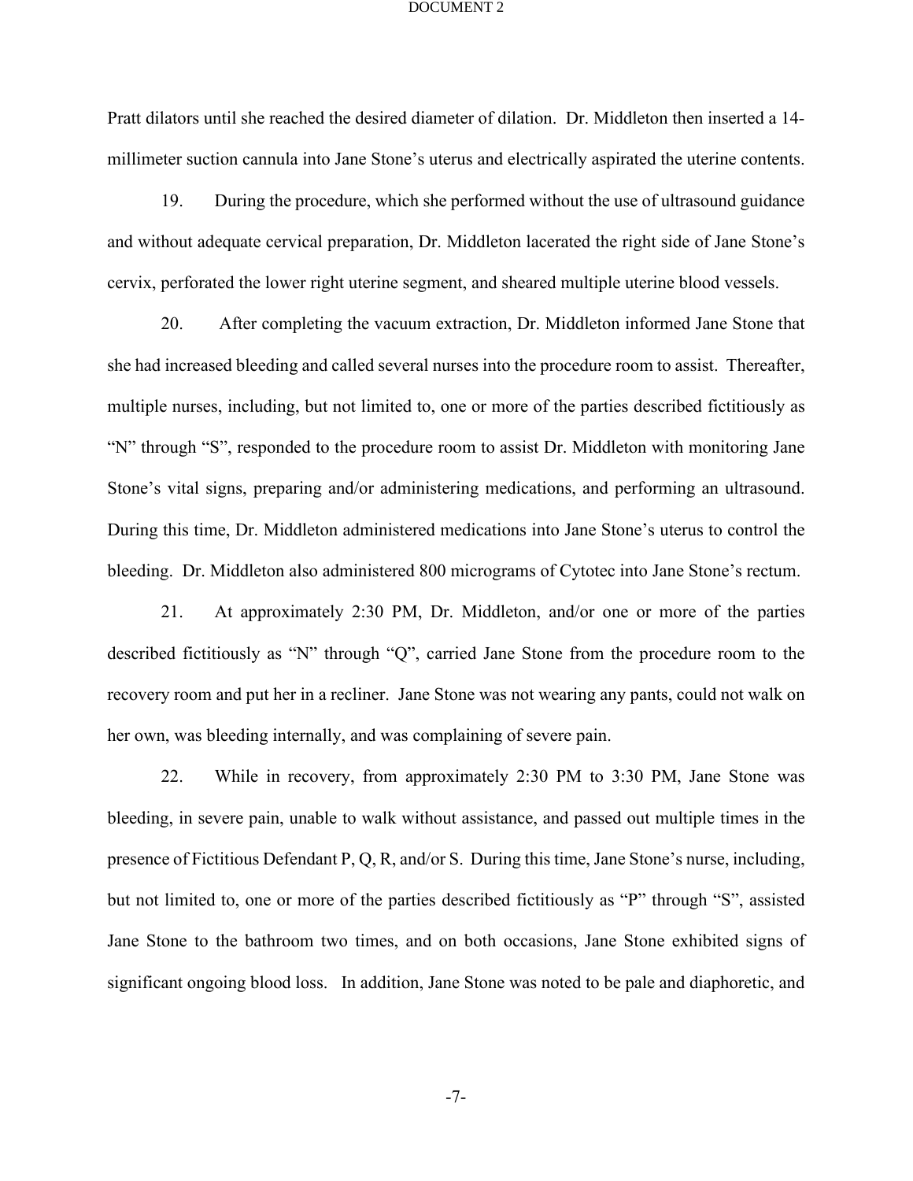Pratt dilators until she reached the desired diameter of dilation. Dr. Middleton then inserted a 14-millimeter suction cannula into Jane Stone's uterus and electrically aspirated the uterine contents.

19. During the procedure, which she performed without the use of ultrasound guidance and without adequate cervical preparation, Dr. Middleton lacerated the right side of Jane Stone's cervix, perforated the lower right uterine segment, and sheared multiple uterine blood vessels.

20. After completing the vacuum extraction, Dr. Middleton informed Jane Stone that she had increased bleeding and called several nurses into the procedure room to assist. Thereafter, multiple nurses, including, but not limited to, one or more of the parties described fictitiously as "N" through "S", responded to the procedure room to assist Dr. Middleton with monitoring Jane Stone's vital signs, preparing and/or administering medications, and performing an ultrasound. During this time, Dr. Middleton administered medications into Jane Stone's uterus to control the bleeding. Dr. Middleton also administered 800 micrograms of Cytotec into Jane Stone's rectum.

21. At approximately 2:30 PM, Dr. Middleton, and/or one or more of the parties described fictitiously as "N" through "Q", carried Jane Stone from the procedure room to the recovery room and put her in a recliner. Jane Stone was not wearing any pants, could not walk on her own, was bleeding internally, and was complaining of severe pain.

22. While in recovery, from approximately 2:30 PM to 3:30 PM, Jane Stone was bleeding, in severe pain, unable to walk without assistance, and passed out multiple times in the presence of Fictitious Defendant P, Q, R, and/or S. During this time, Jane Stone's nurse, including, but not limited to, one or more of the parties described fictitiously as "P" through "S", assisted Jane Stone to the bathroom two times, and on both occasions, Jane Stone exhibited signs of significant ongoing blood loss. In addition, Jane Stone was noted to be pale and diaphoretic, and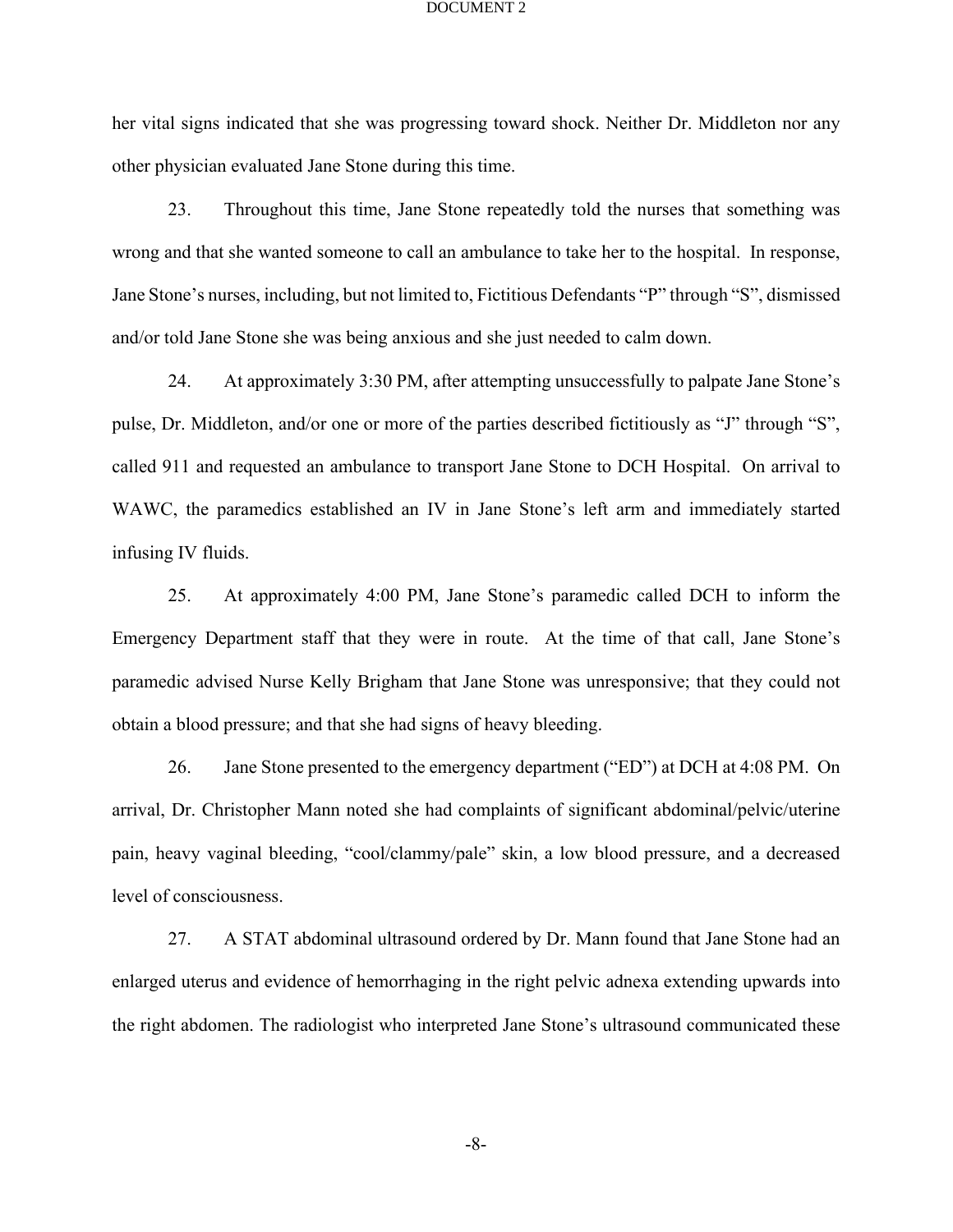her vital signs indicated that she was progressing toward shock. Neither Dr. Middleton nor any other physician evaluated Jane Stone during this time.

23. Throughout this time, Jane Stone repeatedly told the nurses that something was wrong and that she wanted someone to call an ambulance to take her to the hospital. In response, Jane Stone's nurses, including, but not limited to, Fictitious Defendants "P" through "S", dismissed and/or told Jane Stone she was being anxious and she just needed to calm down.

24. At approximately 3:30 PM, after attempting unsuccessfully to palpate Jane Stone's pulse, Dr. Middleton, and/or one or more of the parties described fictitiously as "J" through "S", called 911 and requested an ambulance to transport Jane Stone to DCH Hospital. On arrival to WAWC, the paramedics established an IV in Jane Stone's left arm and immediately started infusing IV fluids.

25. At approximately 4:00 PM, Jane Stone's paramedic called DCH to inform the Emergency Department staff that they were in route. At the time of that call, Jane Stone's paramedic advised Nurse Kelly Brigham that Jane Stone was unresponsive; that they could not obtain a blood pressure; and that she had signs of heavy bleeding.

26. Jane Stone presented to the emergency department ("ED") at DCH at 4:08 PM. On arrival, Dr. Christopher Mann noted she had complaints of significant abdominal/pelvic/uterine pain, heavy vaginal bleeding, "cool/clammy/pale" skin, a low blood pressure, and a decreased level of consciousness.

27. A STAT abdominal ultrasound ordered by Dr. Mann found that Jane Stone had an enlarged uterus and evidence of hemorrhaging in the right pelvic adnexa extending upwards into the right abdomen. The radiologist who interpreted Jane Stone's ultrasound communicated these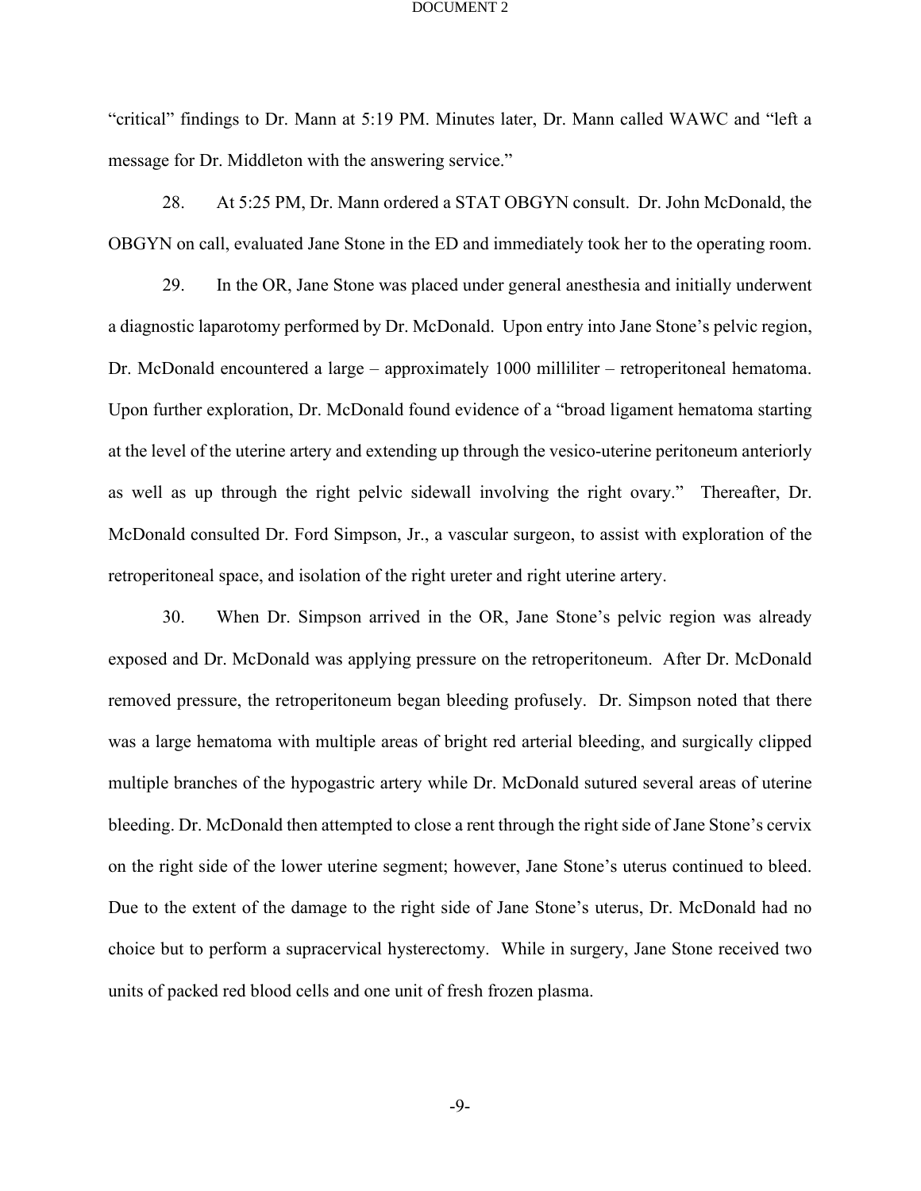"critical" findings to Dr. Mann at 5:19 PM. Minutes later, Dr. Mann called WAWC and "left a message for Dr. Middleton with the answering service."

28. At 5:25 PM, Dr. Mann ordered a STAT OBGYN consult. Dr. John McDonald, the OBGYN on call, evaluated Jane Stone in the ED and immediately took her to the operating room.

29. In the OR, Jane Stone was placed under general anesthesia and initially underwent a diagnostic laparotomy performed by Dr. McDonald. Upon entry into Jane Stone's pelvic region, Dr. McDonald encountered a large – approximately 1000 milliliter – retroperitoneal hematoma. Upon further exploration, Dr. McDonald found evidence of a "broad ligament hematoma starting at the level of the uterine artery and extending up through the vesico-uterine peritoneum anteriorly as well as up through the right pelvic sidewall involving the right ovary." Thereafter, Dr. McDonald consulted Dr. Ford Simpson, Jr., a vascular surgeon, to assist with exploration of the retroperitoneal space, and isolation of the right ureter and right uterine artery.

30. When Dr. Simpson arrived in the OR, Jane Stone's pelvic region was already exposed and Dr. McDonald was applying pressure on the retroperitoneum. After Dr. McDonald removed pressure, the retroperitoneum began bleeding profusely. Dr. Simpson noted that there was a large hematoma with multiple areas of bright red arterial bleeding, and surgically clipped multiple branches of the hypogastric artery while Dr. McDonald sutured several areas of uterine bleeding. Dr. McDonald then attempted to close a rent through the right side of Jane Stone's cervix on the right side of the lower uterine segment; however, Jane Stone's uterus continued to bleed. Due to the extent of the damage to the right side of Jane Stone's uterus, Dr. McDonald had no choice but to perform a supracervical hysterectomy. While in surgery, Jane Stone received two units of packed red blood cells and one unit of fresh frozen plasma.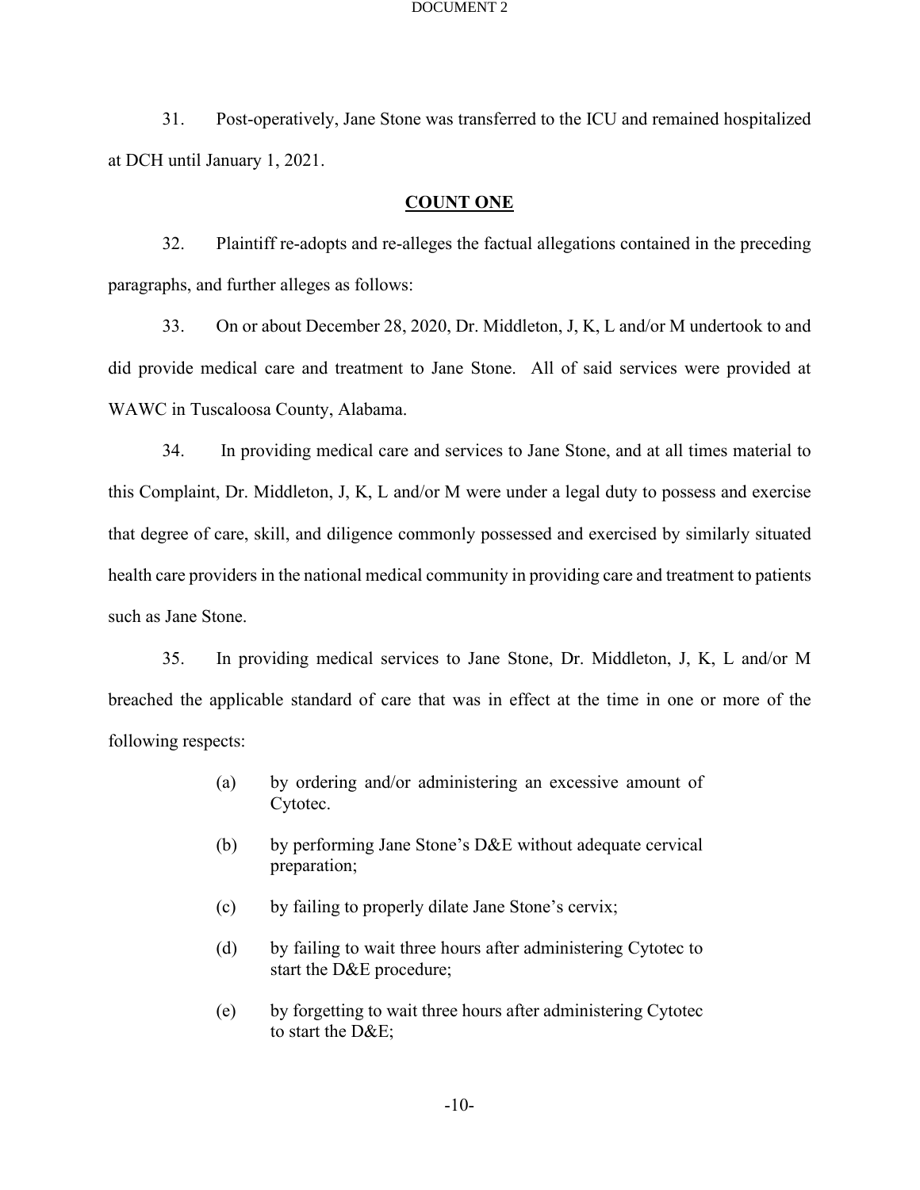31. Post-operatively, Jane Stone was transferred to the ICU and remained hospitalized at DCH until January 1, 2021.

## COUNT ONE

32. Plaintiff re-adopts and re-alleges the factual allegations contained in the preceding paragraphs, and further alleges as follows:

33. On or about December 28, 2020, Dr. Middleton, J, K, L and/or M undertook to and did provide medical care and treatment to Jane Stone. All of said services were provided at WAWC in Tuscaloosa County, Alabama.

34. In providing medical care and services to Jane Stone, and at all times material to this Complaint, Dr. Middleton, J, K, L and/or M were under a legal duty to possess and exercise that degree of care, skill, and diligence commonly possessed and exercised by similarly situated health care providers in the national medical community in providing care and treatment to patients such as Jane Stone.

35. In providing medical services to Jane Stone, Dr. Middleton, J, K, L and/or M breached the applicable standard of care that was in effect at the time in one or more of the following respects:

(a) by ordering and/or administering an excessive amount of Cytotec.

(b) by performing Jane Stone's D&E without adequate cervical preparation;

(c) by failing to properly dilate Jane Stone's cervix;

(d) by failing to wait three hours after administering Cytotec to start the D&E procedure;

(e) by forgetting to wait three hours after administering Cytotec to start the D&E;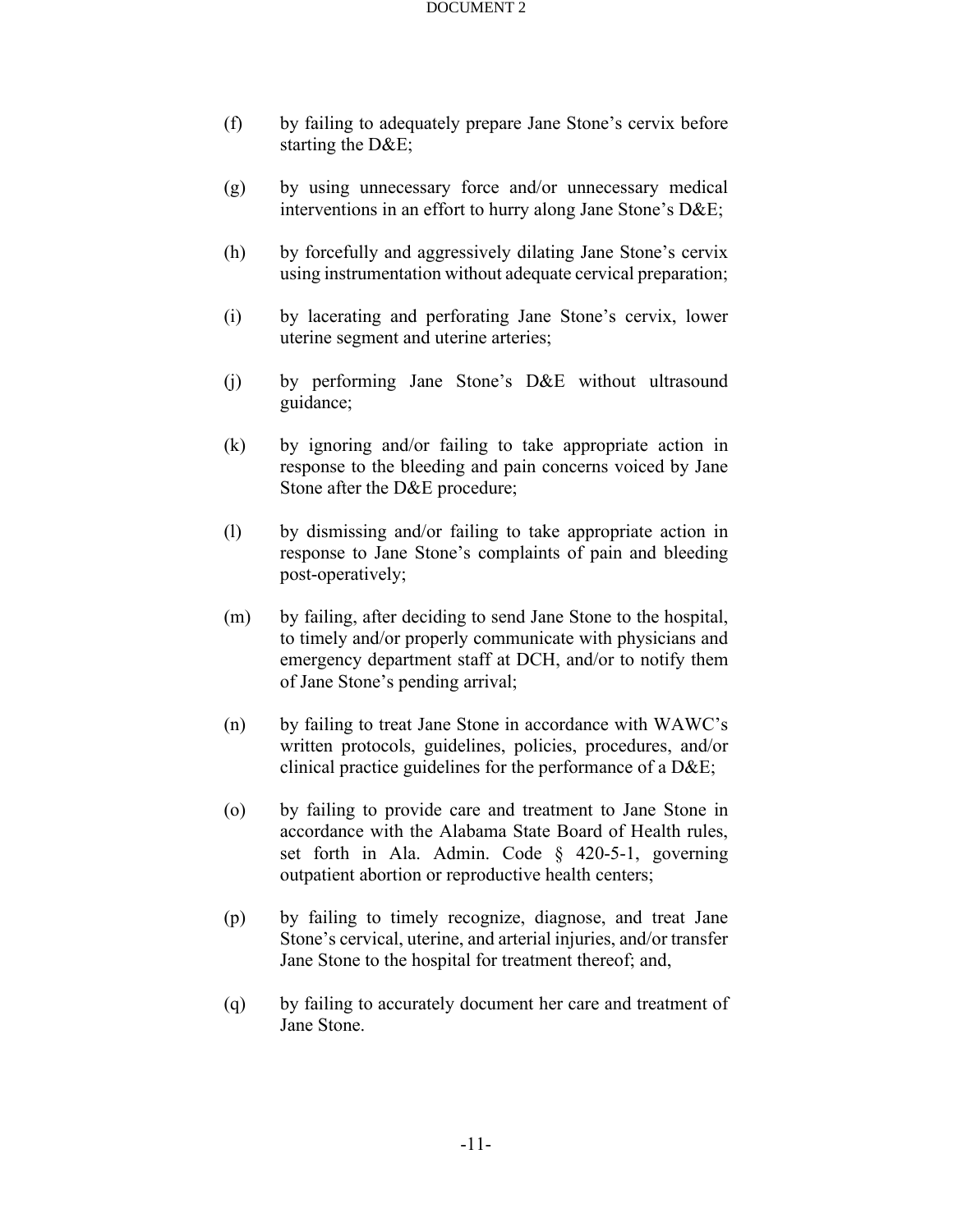(f) by failing to adequately prepare Jane Stone's cervix before starting the D&E;

(g) by using unnecessary force and/or unnecessary medical interventions in an effort to hurry along Jane Stone's D&E;

(h) by forcefully and aggressively dilating Jane Stone's cervix using instrumentation without adequate cervical preparation;

(i) by lacerating and perforating Jane Stone's cervix, lower uterine segment and uterine arteries;

(j) by performing Jane Stone's D&E without ultrasound guidance;

(k) by ignoring and/or failing to take appropriate action in response to the bleeding and pain concerns voiced by Jane Stone after the D&E procedure;

(l) by dismissing and/or failing to take appropriate action in response to Jane Stone's complaints of pain and bleeding post-operatively;

(m) by failing, after deciding to send Jane Stone to the hospital, to timely and/or properly communicate with physicians and emergency department staff at DCH, and/or to notify them of Jane Stone's pending arrival;

(n) by failing to treat Jane Stone in accordance with WAWC's written protocols, guidelines, policies, procedures, and/or clinical practice guidelines for the performance of a D&E;

(o) by failing to provide care and treatment to Jane Stone in accordance with the Alabama State Board of Health rules, set forth in Ala. Admin. Code § 420-5-1, governing outpatient abortion or reproductive health centers;

(p) by failing to timely recognize, diagnose, and treat Jane Stone's cervical, uterine, and arterial injuries, and/or transfer Jane Stone to the hospital for treatment thereof; and,

(q) by failing to accurately document her care and treatment of Jane Stone.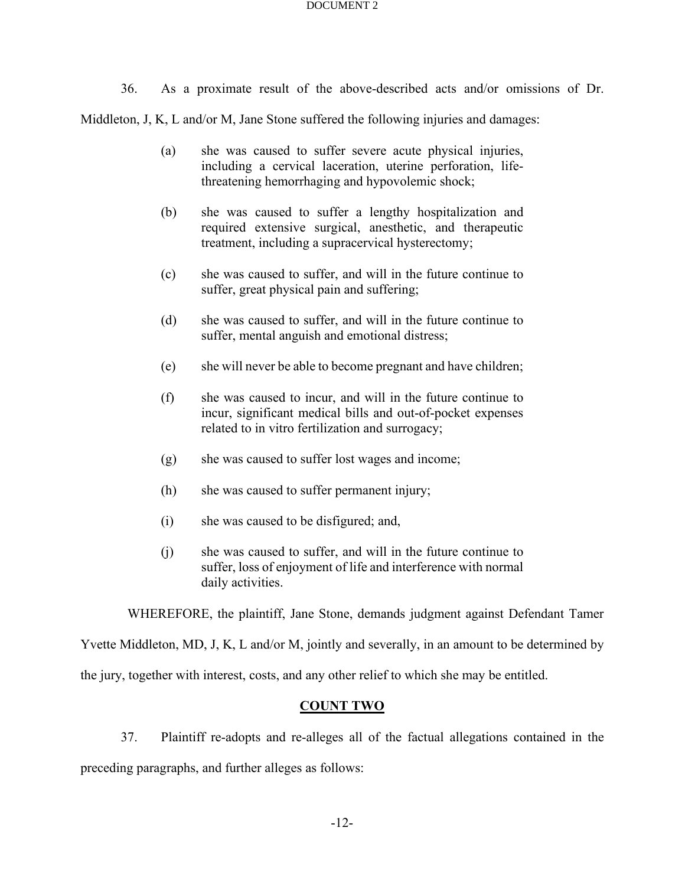36. As a proximate result of the above-described acts and/or omissions of Dr. Middleton, J, K, L and/or M, Jane Stone suffered the following injuries and damages:

(a) she was caused to suffer severe acute physical injuries, including a cervical laceration, uterine perforation, life-threatening hemorrhaging and hypovolemic shock;

(b) she was caused to suffer a lengthy hospitalization and required extensive surgical, anesthetic, and therapeutic treatment, including a supracervical hysterectomy;

(c) she was caused to suffer, and will in the future continue to suffer, great physical pain and suffering;

(d) she was caused to suffer, and will in the future continue to suffer, mental anguish and emotional distress;

(e) she will never be able to become pregnant and have children;

(f) she was caused to incur, and will in the future continue to incur, significant medical bills and out-of-pocket expenses related to in vitro fertilization and surrogacy;

(g) she was caused to suffer lost wages and income;

(h) she was caused to suffer permanent injury;

(i) she was caused to be disfigured; and,

(j) she was caused to suffer, and will in the future continue to suffer, loss of enjoyment of life and interference with normal daily activities.

WHEREFORE, the plaintiff, Jane Stone, demands judgment against Defendant Tamer Yvette Middleton, MD, J, K, L and/or M, jointly and severally, in an amount to be determined by the jury, together with interest, costs, and any other relief to which she may be entitled.

## COUNT TWO

37. Plaintiff re-adopts and re-alleges all of the factual allegations contained in the preceding paragraphs, and further alleges as follows: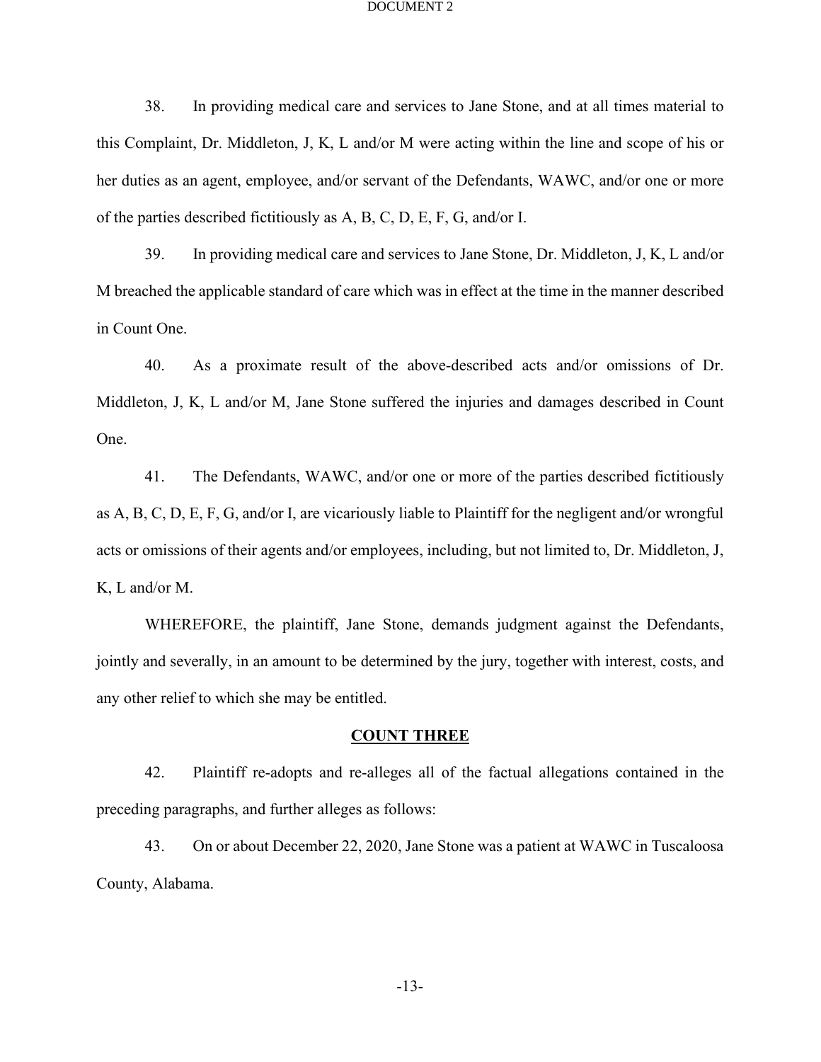38. In providing medical care and services to Jane Stone, and at all times material to this Complaint, Dr. Middleton, J, K, L and/or M were acting within the line and scope of his or her duties as an agent, employee, and/or servant of the Defendants, WAWC, and/or one or more of the parties described fictitiously as A, B, C, D, E, F, G, and/or I.

39. In providing medical care and services to Jane Stone, Dr. Middleton, J, K, L and/or M breached the applicable standard of care which was in effect at the time in the manner described in Count One.

40. As a proximate result of the above-described acts and/or omissions of Dr. Middleton, J, K, L and/or M, Jane Stone suffered the injuries and damages described in Count One.

41. The Defendants, WAWC, and/or one or more of the parties described fictitiously as A, B, C, D, E, F, G, and/or I, are vicariously liable to Plaintiff for the negligent and/or wrongful acts or omissions of their agents and/or employees, including, but not limited to, Dr. Middleton, J, K, L and/or M.

WHEREFORE, the plaintiff, Jane Stone, demands judgment against the Defendants, jointly and severally, in an amount to be determined by the jury, together with interest, costs, and any other relief to which she may be entitled.

## COUNT THREE

42. Plaintiff re-adopts and re-alleges all of the factual allegations contained in the preceding paragraphs, and further alleges as follows:

43. On or about December 22, 2020, Jane Stone was a patient at WAWC in Tuscaloosa County, Alabama.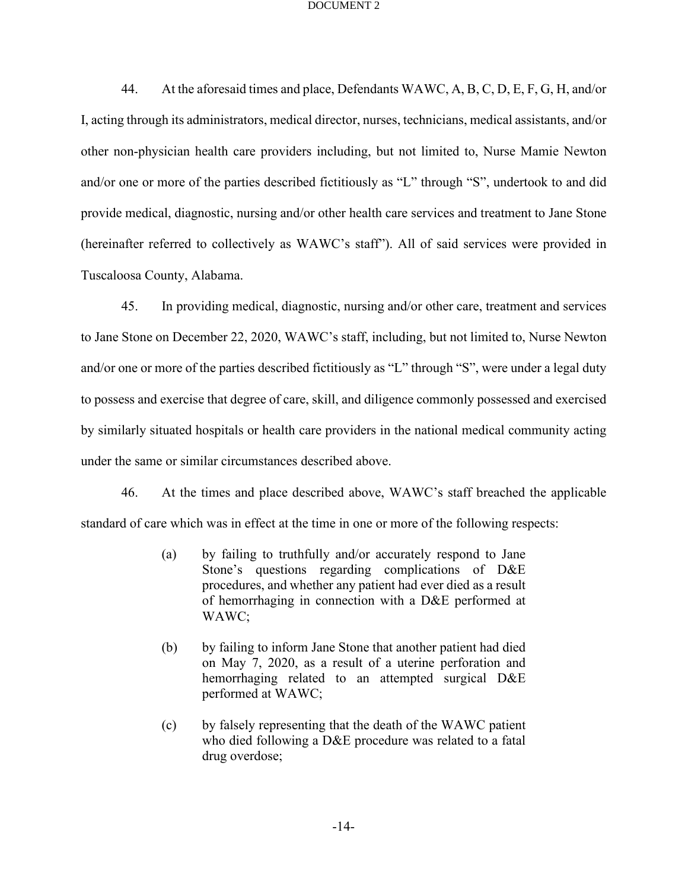44. At the aforesaid times and place, Defendants WAWC, A, B, C, D, E, F, G, H, and/or I, acting through its administrators, medical director, nurses, technicians, medical assistants, and/or other non-physician health care providers including, but not limited to, Nurse Mamie Newton and/or one or more of the parties described fictitiously as "L" through "S", undertook to and did provide medical, diagnostic, nursing and/or other health care services and treatment to Jane Stone (hereinafter referred to collectively as WAWC's staff"). All of said services were provided in Tuscaloosa County, Alabama.

45. In providing medical, diagnostic, nursing and/or other care, treatment and services to Jane Stone on December 22, 2020, WAWC's staff, including, but not limited to, Nurse Newton and/or one or more of the parties described fictitiously as "L" through "S", were under a legal duty to possess and exercise that degree of care, skill, and diligence commonly possessed and exercised by similarly situated hospitals or health care providers in the national medical community acting under the same or similar circumstances described above.

46. At the times and place described above, WAWC's staff breached the applicable standard of care which was in effect at the time in one or more of the following respects:

> (a) by failing to truthfully and/or accurately respond to Jane Stone's questions regarding complications of D&E procedures, and whether any patient had ever died as a result of hemorrhaging in connection with a D&E performed at WAWC;
>
> (b) by failing to inform Jane Stone that another patient had died on May 7, 2020, as a result of a uterine perforation and hemorrhaging related to an attempted surgical D&E performed at WAWC;
>
> (c) by falsely representing that the death of the WAWC patient who died following a D&E procedure was related to a fatal drug overdose;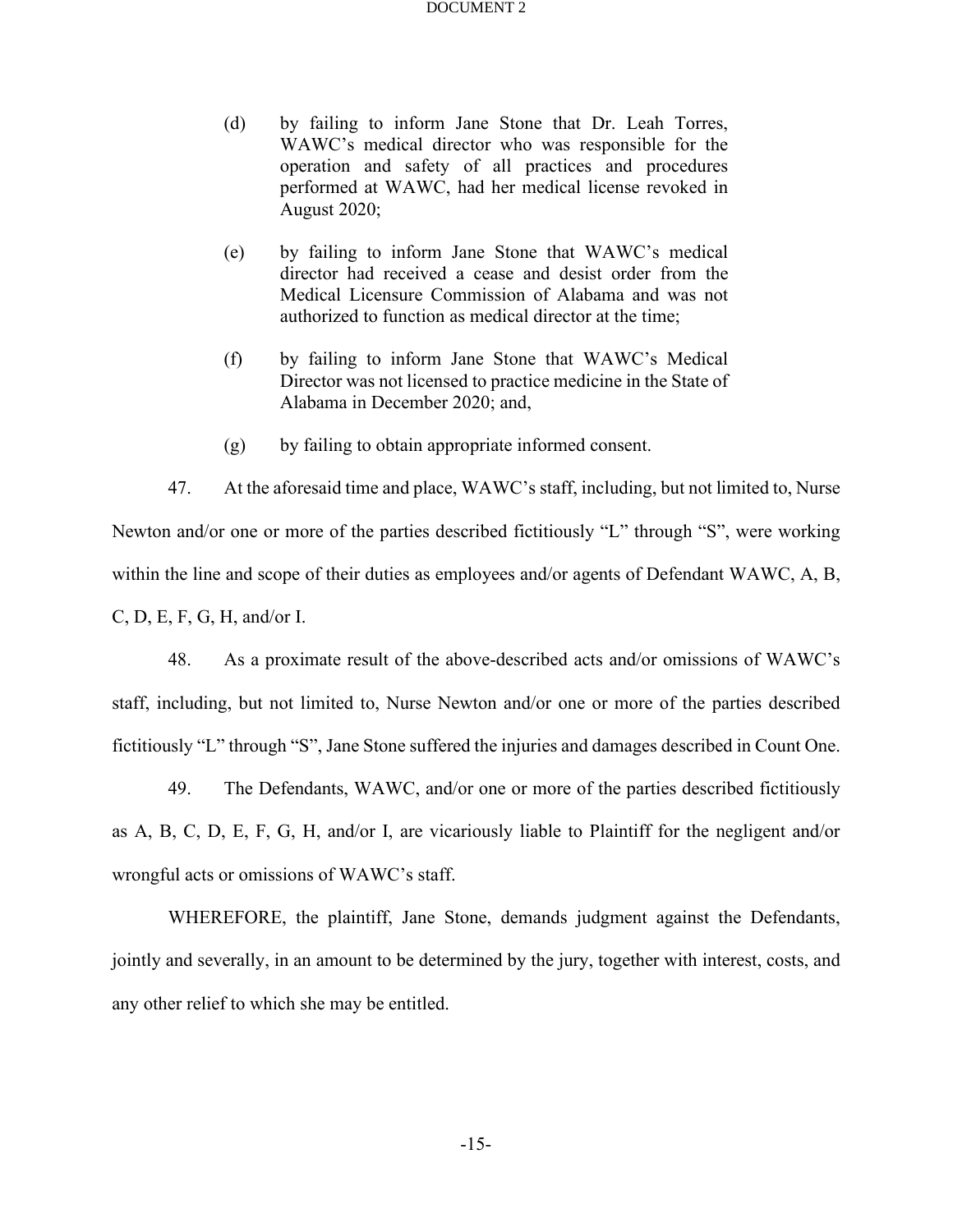(d) by failing to inform Jane Stone that Dr. Leah Torres, WAWC's medical director who was responsible for the operation and safety of all practices and procedures performed at WAWC, had her medical license revoked in August 2020;

(e) by failing to inform Jane Stone that WAWC's medical director had received a cease and desist order from the Medical Licensure Commission of Alabama and was not authorized to function as medical director at the time;

(f) by failing to inform Jane Stone that WAWC's Medical Director was not licensed to practice medicine in the State of Alabama in December 2020; and,

(g) by failing to obtain appropriate informed consent.

47. At the aforesaid time and place, WAWC's staff, including, but not limited to, Nurse Newton and/or one or more of the parties described fictitiously "L" through "S", were working within the line and scope of their duties as employees and/or agents of Defendant WAWC, A, B, C, D, E, F, G, H, and/or I.

48. As a proximate result of the above-described acts and/or omissions of WAWC's staff, including, but not limited to, Nurse Newton and/or one or more of the parties described fictitiously "L" through "S", Jane Stone suffered the injuries and damages described in Count One.

49. The Defendants, WAWC, and/or one or more of the parties described fictitiously as A, B, C, D, E, F, G, H, and/or I, are vicariously liable to Plaintiff for the negligent and/or wrongful acts or omissions of WAWC's staff.

WHEREFORE, the plaintiff, Jane Stone, demands judgment against the Defendants, jointly and severally, in an amount to be determined by the jury, together with interest, costs, and any other relief to which she may be entitled.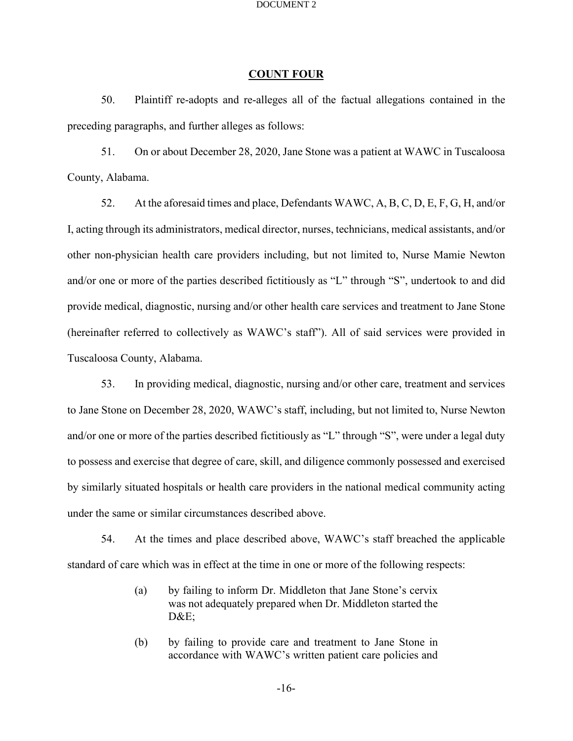## COUNT FOUR

50. Plaintiff re-adopts and re-alleges all of the factual allegations contained in the preceding paragraphs, and further alleges as follows:

51. On or about December 28, 2020, Jane Stone was a patient at WAWC in Tuscaloosa County, Alabama.

52. At the aforesaid times and place, Defendants WAWC, A, B, C, D, E, F, G, H, and/or I, acting through its administrators, medical director, nurses, technicians, medical assistants, and/or other non-physician health care providers including, but not limited to, Nurse Mamie Newton and/or one or more of the parties described fictitiously as "L" through "S", undertook to and did provide medical, diagnostic, nursing and/or other health care services and treatment to Jane Stone (hereinafter referred to collectively as WAWC's staff"). All of said services were provided in Tuscaloosa County, Alabama.

53. In providing medical, diagnostic, nursing and/or other care, treatment and services to Jane Stone on December 28, 2020, WAWC's staff, including, but not limited to, Nurse Newton and/or one or more of the parties described fictitiously as "L" through "S", were under a legal duty to possess and exercise that degree of care, skill, and diligence commonly possessed and exercised by similarly situated hospitals or health care providers in the national medical community acting under the same or similar circumstances described above.

54. At the times and place described above, WAWC's staff breached the applicable standard of care which was in effect at the time in one or more of the following respects:

(a) by failing to inform Dr. Middleton that Jane Stone's cervix was not adequately prepared when Dr. Middleton started the D&E;

(b) by failing to provide care and treatment to Jane Stone in accordance with WAWC's written patient care policies and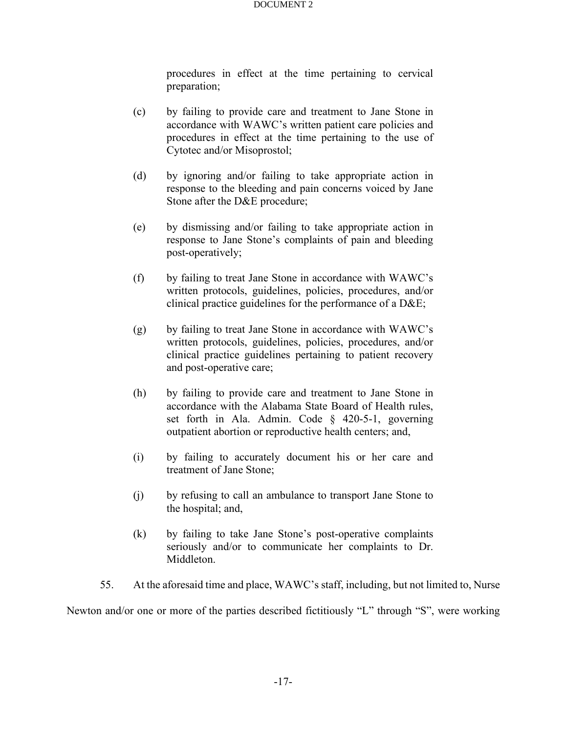procedures in effect at the time pertaining to cervical preparation;

(c) by failing to provide care and treatment to Jane Stone in accordance with WAWC's written patient care policies and procedures in effect at the time pertaining to the use of Cytotec and/or Misoprostol;

(d) by ignoring and/or failing to take appropriate action in response to the bleeding and pain concerns voiced by Jane Stone after the D&E procedure;

(e) by dismissing and/or failing to take appropriate action in response to Jane Stone's complaints of pain and bleeding post-operatively;

(f) by failing to treat Jane Stone in accordance with WAWC's written protocols, guidelines, policies, procedures, and/or clinical practice guidelines for the performance of a D&E;

(g) by failing to treat Jane Stone in accordance with WAWC's written protocols, guidelines, policies, procedures, and/or clinical practice guidelines pertaining to patient recovery and post-operative care;

(h) by failing to provide care and treatment to Jane Stone in accordance with the Alabama State Board of Health rules, set forth in Ala. Admin. Code § 420-5-1, governing outpatient abortion or reproductive health centers; and,

(i) by failing to accurately document his or her care and treatment of Jane Stone;

(j) by refusing to call an ambulance to transport Jane Stone to the hospital; and,

(k) by failing to take Jane Stone's post-operative complaints seriously and/or to communicate her complaints to Dr. Middleton.

55. At the aforesaid time and place, WAWC's staff, including, but not limited to, Nurse Newton and/or one or more of the parties described fictitiously "L" through "S", were working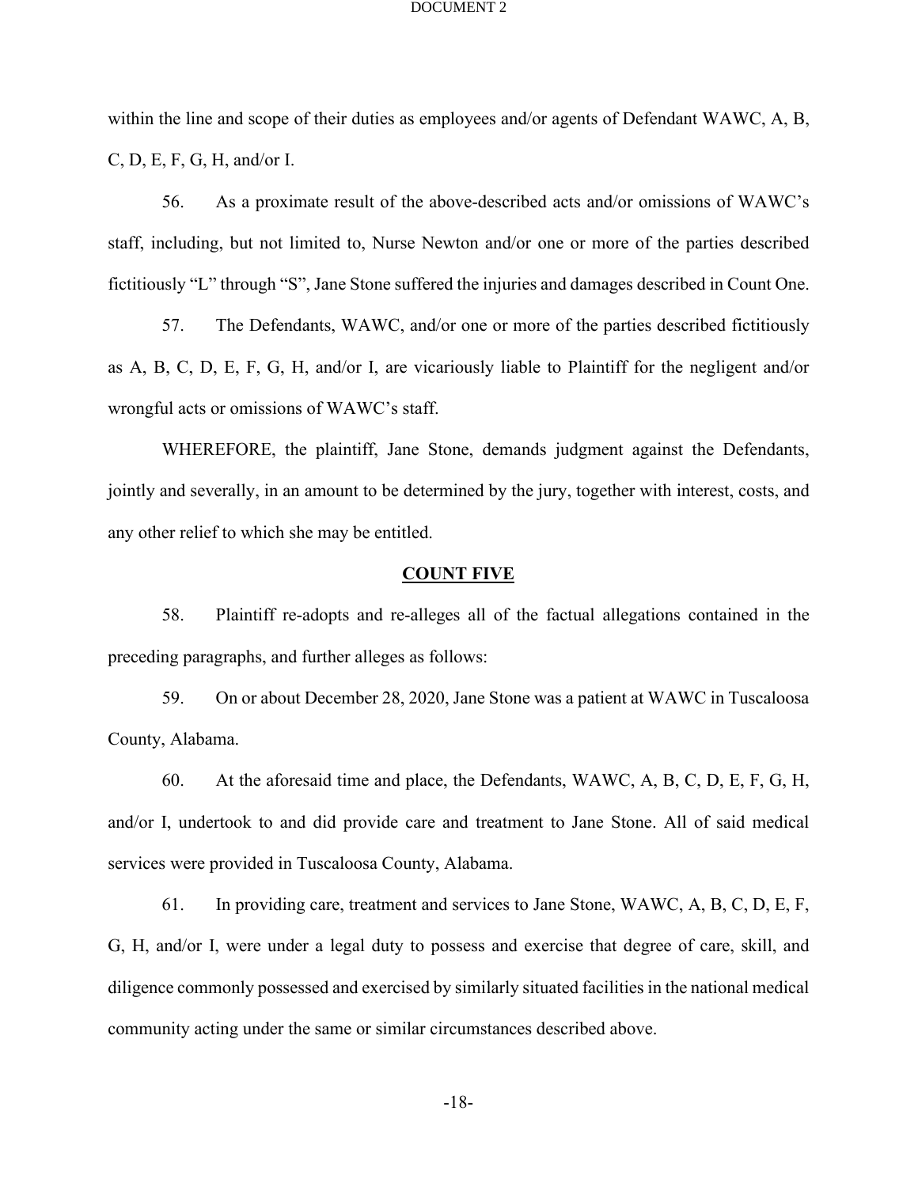within the line and scope of their duties as employees and/or agents of Defendant WAWC, A, B, C, D, E, F, G, H, and/or I.

56. As a proximate result of the above-described acts and/or omissions of WAWC's staff, including, but not limited to, Nurse Newton and/or one or more of the parties described fictitiously "L" through "S", Jane Stone suffered the injuries and damages described in Count One.

57. The Defendants, WAWC, and/or one or more of the parties described fictitiously as A, B, C, D, E, F, G, H, and/or I, are vicariously liable to Plaintiff for the negligent and/or wrongful acts or omissions of WAWC's staff.

WHEREFORE, the plaintiff, Jane Stone, demands judgment against the Defendants, jointly and severally, in an amount to be determined by the jury, together with interest, costs, and any other relief to which she may be entitled.

## COUNT FIVE

58. Plaintiff re-adopts and re-alleges all of the factual allegations contained in the preceding paragraphs, and further alleges as follows:

59. On or about December 28, 2020, Jane Stone was a patient at WAWC in Tuscaloosa County, Alabama.

60. At the aforesaid time and place, the Defendants, WAWC, A, B, C, D, E, F, G, H, and/or I, undertook to and did provide care and treatment to Jane Stone. All of said medical services were provided in Tuscaloosa County, Alabama.

61. In providing care, treatment and services to Jane Stone, WAWC, A, B, C, D, E, F, G, H, and/or I, were under a legal duty to possess and exercise that degree of care, skill, and diligence commonly possessed and exercised by similarly situated facilities in the national medical community acting under the same or similar circumstances described above.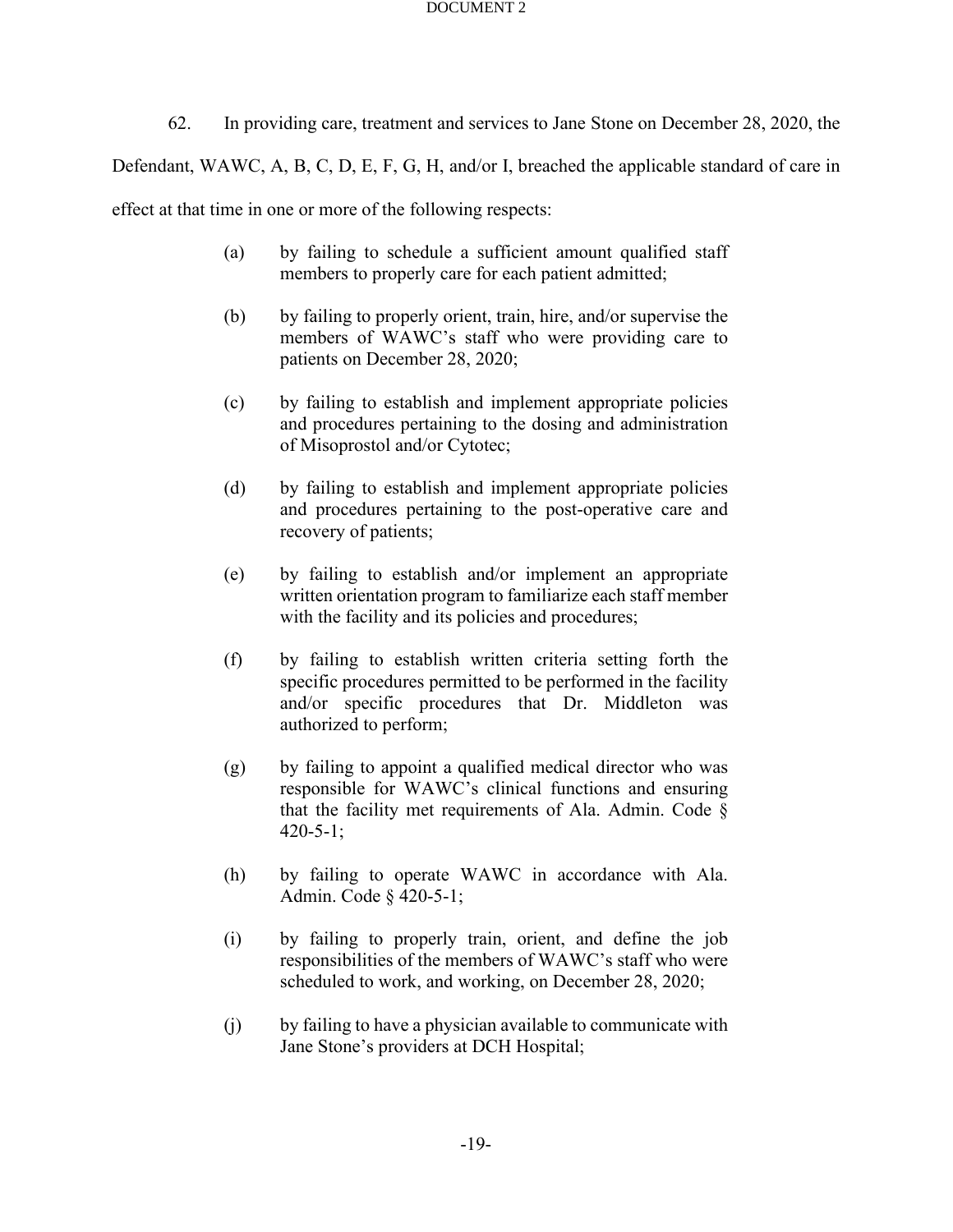62. In providing care, treatment and services to Jane Stone on December 28, 2020, the Defendant, WAWC, A, B, C, D, E, F, G, H, and/or I, breached the applicable standard of care in effect at that time in one or more of the following respects:

> (a) by failing to schedule a sufficient amount qualified staff members to properly care for each patient admitted;
>
> (b) by failing to properly orient, train, hire, and/or supervise the members of WAWC's staff who were providing care to patients on December 28, 2020;
>
> (c) by failing to establish and implement appropriate policies and procedures pertaining to the dosing and administration of Misoprostol and/or Cytotec;
>
> (d) by failing to establish and implement appropriate policies and procedures pertaining to the post-operative care and recovery of patients;
>
> (e) by failing to establish and/or implement an appropriate written orientation program to familiarize each staff member with the facility and its policies and procedures;
>
> (f) by failing to establish written criteria setting forth the specific procedures permitted to be performed in the facility and/or specific procedures that Dr. Middleton was authorized to perform;
>
> (g) by failing to appoint a qualified medical director who was responsible for WAWC's clinical functions and ensuring that the facility met requirements of Ala. Admin. Code § 420-5-1;
>
> (h) by failing to operate WAWC in accordance with Ala. Admin. Code § 420-5-1;
>
> (i) by failing to properly train, orient, and define the job responsibilities of the members of WAWC's staff who were scheduled to work, and working, on December 28, 2020;
>
> (j) by failing to have a physician available to communicate with Jane Stone's providers at DCH Hospital;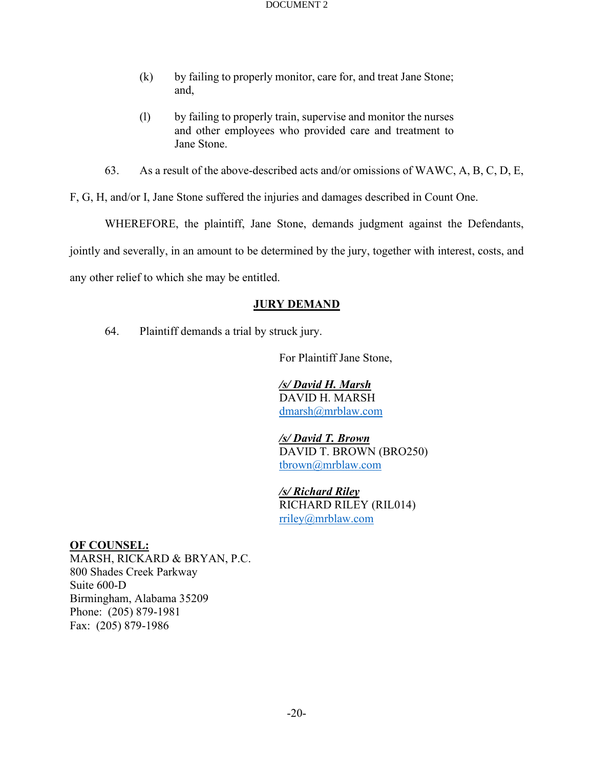(k) by failing to properly monitor, care for, and treat Jane Stone; and,

(l) by failing to properly train, supervise and monitor the nurses and other employees who provided care and treatment to Jane Stone.

63. As a result of the above-described acts and/or omissions of WAWC, A, B, C, D, E, F, G, H, and/or I, Jane Stone suffered the injuries and damages described in Count One.

WHEREFORE, the plaintiff, Jane Stone, demands judgment against the Defendants, jointly and severally, in an amount to be determined by the jury, together with interest, costs, and any other relief to which she may be entitled.

## JURY DEMAND

64. Plaintiff demands a trial by struck jury.

For Plaintiff Jane Stone,

***/s/ David H. Marsh***
DAVID H. MARSH
dmarsh@mrblaw.com

***/s/ David T. Brown***
DAVID T. BROWN (BRO250)
tbrown@mrblaw.com

***/s/ Richard Riley***
RICHARD RILEY (RIL014)
rriley@mrblaw.com

**OF COUNSEL:**
MARSH, RICKARD & BRYAN, P.C.
800 Shades Creek Parkway
Suite 600-D
Birmingham, Alabama 35209
Phone: (205) 879-1981
Fax: (205) 879-1986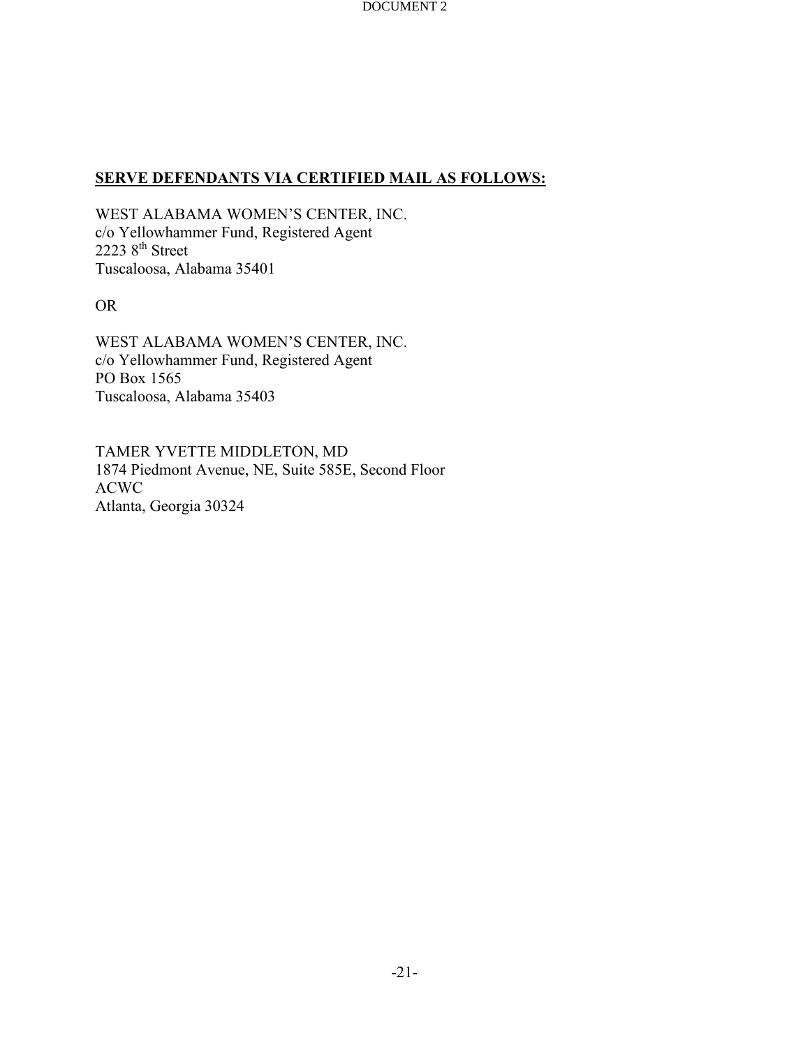**SERVE DEFENDANTS VIA CERTIFIED MAIL AS FOLLOWS:**

WEST ALABAMA WOMEN'S CENTER, INC.
c/o Yellowhammer Fund, Registered Agent
2223 8th Street
Tuscaloosa, Alabama 35401

OR

WEST ALABAMA WOMEN'S CENTER, INC.
c/o Yellowhammer Fund, Registered Agent
PO Box 1565
Tuscaloosa, Alabama 35403

TAMER YVETTE MIDDLETON, MD
1874 Piedmont Avenue, NE, Suite 585E, Second Floor
ACWC
Atlanta, Georgia 30324